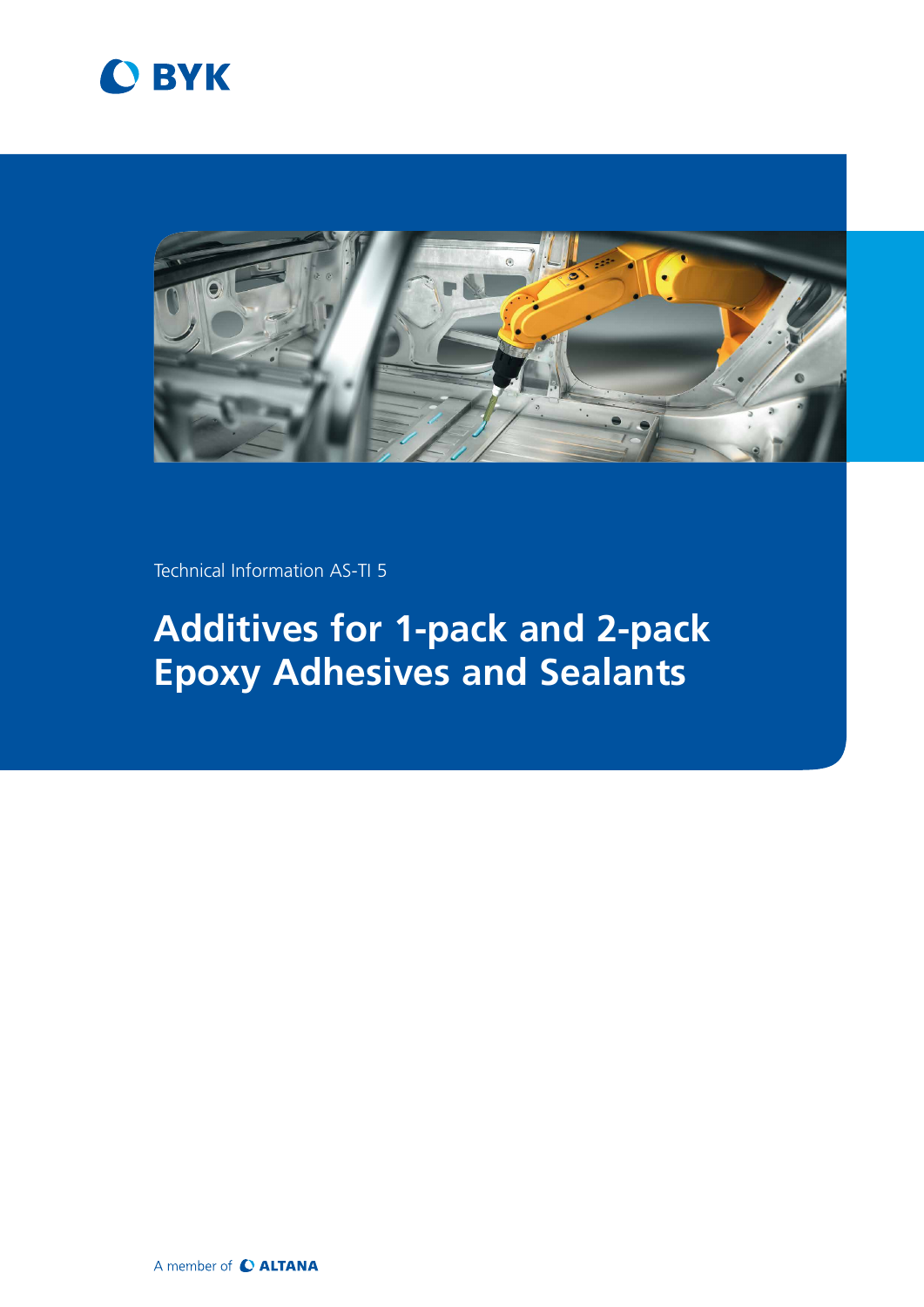BYK

Technical Information AS-TI 5

# Additives for 1-pack and 2-pack Epoxy Adhesives and Sealants

A member of ALTANA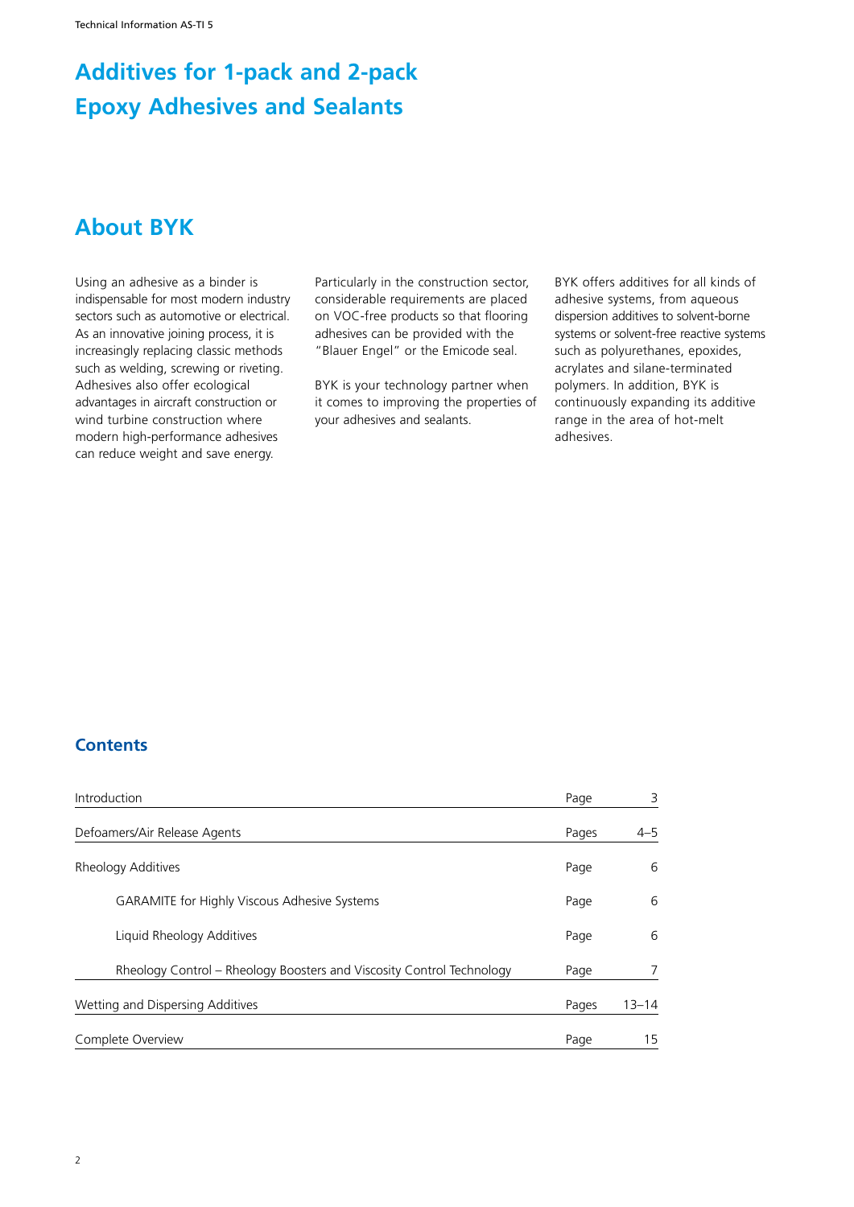# Additives for 1-pack and 2-pack Epoxy Adhesives and Sealants

## About BYK

Using an adhesive as a binder is indispensable for most modern industry sectors such as automotive or electrical. As an innovative joining process, it is increasingly replacing classic methods such as welding, screwing or riveting. Adhesives also offer ecological advantages in aircraft construction or wind turbine construction where modern high-performance adhesives can reduce weight and save energy.

Particularly in the construction sector, considerable requirements are placed on VOC-free products so that flooring adhesives can be provided with the "Blauer Engel" or the Emicode seal.

BYK is your technology partner when it comes to improving the properties of your adhesives and sealants.

BYK offers additives for all kinds of adhesive systems, from aqueous dispersion additives to solvent-borne systems or solvent-free reactive systems such as polyurethanes, epoxides, acrylates and silane-terminated polymers. In addition, BYK is continuously expanding its additive range in the area of hot-melt adhesives.

### Contents

| | | |
|---|---|---|
| Introduction | Page | 3 |
| Defoamers/Air Release Agents | Pages | 4–5 |
| Rheology Additives | Page | 6 |
| GARAMITE for Highly Viscous Adhesive Systems | Page | 6 |
| Liquid Rheology Additives | Page | 6 |
| Rheology Control – Rheology Boosters and Viscosity Control Technology | Page | 7 |
| Wetting and Dispersing Additives | Pages | 13–14 |
| Complete Overview | Page | 15 |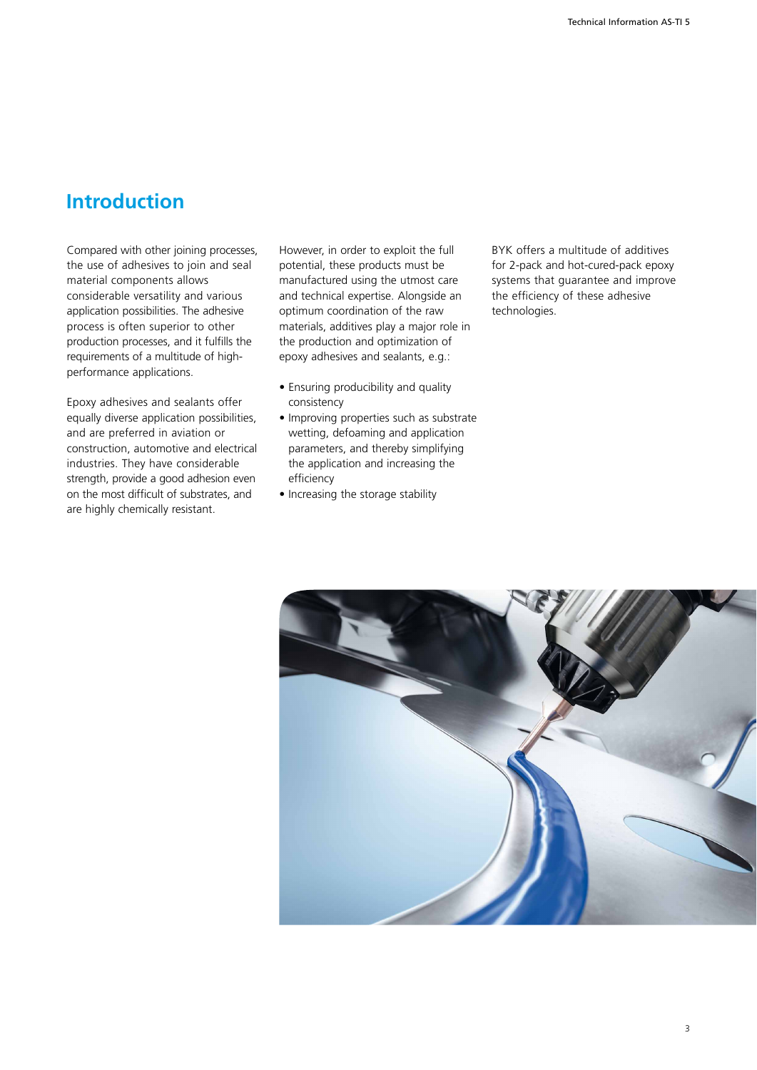# Introduction

Compared with other joining processes, the use of adhesives to join and seal material components allows considerable versatility and various application possibilities. The adhesive process is often superior to other production processes, and it fulfills the requirements of a multitude of high-performance applications.

Epoxy adhesives and sealants offer equally diverse application possibilities, and are preferred in aviation or construction, automotive and electrical industries. They have considerable strength, provide a good adhesion even on the most difficult of substrates, and are highly chemically resistant.

However, in order to exploit the full potential, these products must be manufactured using the utmost care and technical expertise. Alongside an optimum coordination of the raw materials, additives play a major role in the production and optimization of epoxy adhesives and sealants, e.g.:

- Ensuring producibility and quality consistency
- Improving properties such as substrate wetting, defoaming and application parameters, and thereby simplifying the application and increasing the efficiency
- Increasing the storage stability

BYK offers a multitude of additives for 2-pack and hot-cured-pack epoxy systems that guarantee and improve the efficiency of these adhesive technologies.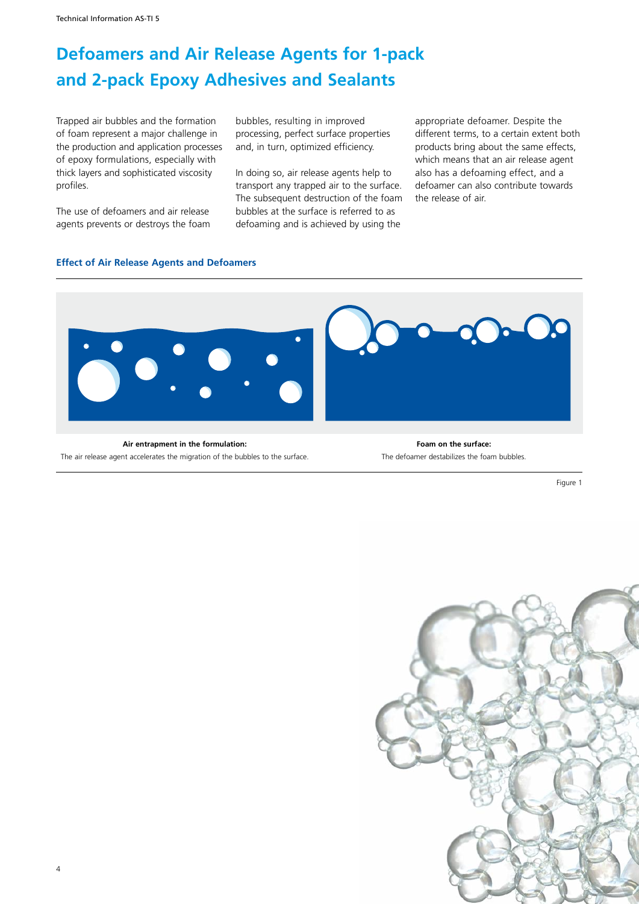# Defoamers and Air Release Agents for 1-pack and 2-pack Epoxy Adhesives and Sealants

Trapped air bubbles and the formation of foam represent a major challenge in the production and application processes of epoxy formulations, especially with thick layers and sophisticated viscosity profiles.

The use of defoamers and air release agents prevents or destroys the foam bubbles, resulting in improved processing, perfect surface properties and, in turn, optimized efficiency.

In doing so, air release agents help to transport any trapped air to the surface. The subsequent destruction of the foam bubbles at the surface is referred to as defoaming and is achieved by using the appropriate defoamer. Despite the different terms, to a certain extent both products bring about the same effects, which means that an air release agent also has a defoaming effect, and a defoamer can also contribute towards the release of air.

### Effect of Air Release Agents and Defoamers

**Air entrapment in the formulation:**
The air release agent accelerates the migration of the bubbles to the surface.

**Foam on the surface:**
The defoamer destabilizes the foam bubbles.

Figure 1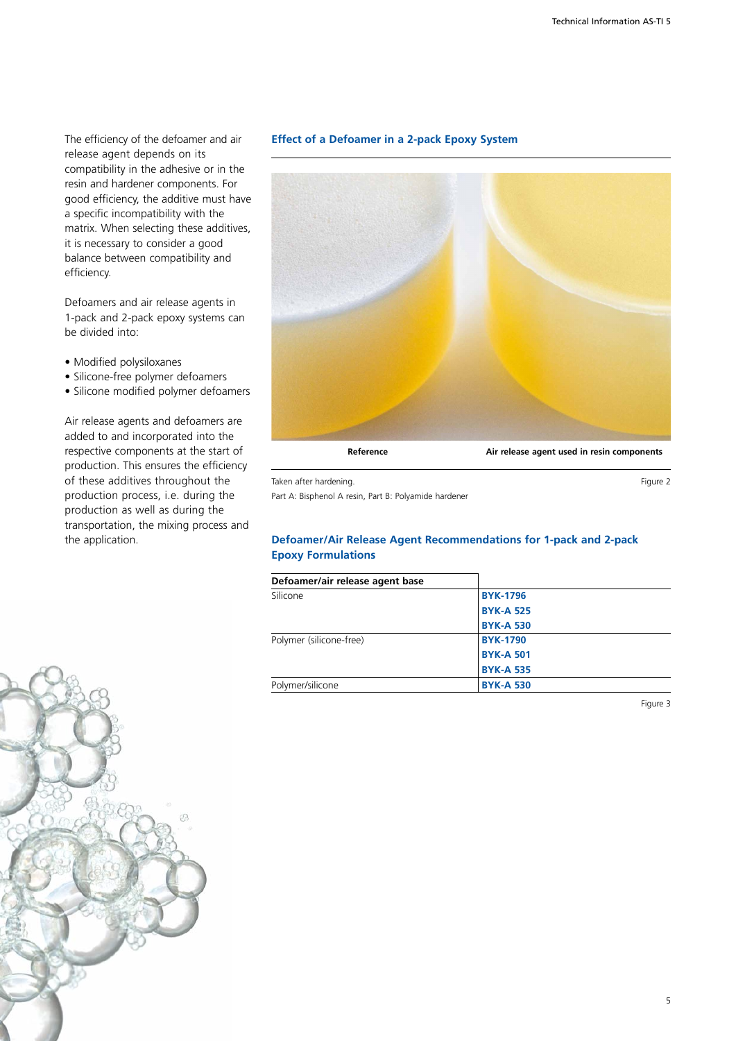The efficiency of the defoamer and air release agent depends on its compatibility in the adhesive or in the resin and hardener components. For good efficiency, the additive must have a specific incompatibility with the matrix. When selecting these additives, it is necessary to consider a good balance between compatibility and efficiency.

Defoamers and air release agents in 1-pack and 2-pack epoxy systems can be divided into:

- Modified polysiloxanes
- Silicone-free polymer defoamers
- Silicone modified polymer defoamers

Air release agents and defoamers are added to and incorporated into the respective components at the start of production. This ensures the efficiency of these additives throughout the production process, i.e. during the production as well as during the transportation, the mixing process and the application.

## Effect of a Defoamer in a 2-pack Epoxy System

**Reference** **Air release agent used in resin components**

Taken after hardening.
Part A: Bisphenol A resin, Part B: Polyamide hardener

Figure 2

## Defoamer/Air Release Agent Recommendations for 1-pack and 2-pack Epoxy Formulations

| Defoamer/air release agent base | |
|---|---|
| Silicone | **BYK-1796** |
| | **BYK-A 525** |
| | **BYK-A 530** |
| Polymer (silicone-free) | **BYK-1790** |
| | **BYK-A 501** |
| | **BYK-A 535** |
| Polymer/silicone | **BYK-A 530** |

Figure 3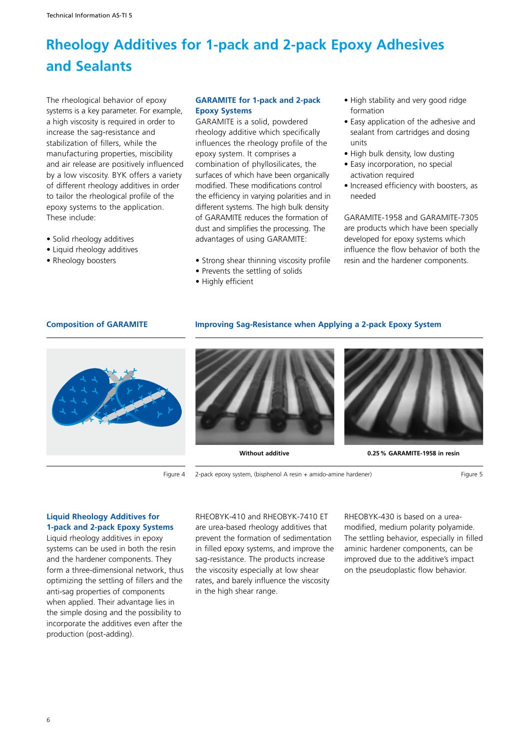# Rheology Additives for 1-pack and 2-pack Epoxy Adhesives and Sealants

The rheological behavior of epoxy systems is a key parameter. For example, a high viscosity is required in order to increase the sag-resistance and stabilization of fillers, while the manufacturing properties, miscibility and air release are positively influenced by a low viscosity. BYK offers a variety of different rheology additives in order to tailor the rheological profile of the epoxy systems to the application. These include:

- Solid rheology additives
- Liquid rheology additives
- Rheology boosters

### GARAMITE for 1-pack and 2-pack Epoxy Systems

GARAMITE is a solid, powdered rheology additive which specifically influences the rheology profile of the epoxy system. It comprises a combination of phyllosilicates, the surfaces of which have been organically modified. These modifications control the efficiency in varying polarities and in different systems. The high bulk density of GARAMITE reduces the formation of dust and simplifies the processing. The advantages of using GARAMITE:

- Strong shear thinning viscosity profile
- Prevents the settling of solids
- Highly efficient
- High stability and very good ridge formation
- Easy application of the adhesive and sealant from cartridges and dosing units
- High bulk density, low dusting
- Easy incorporation, no special activation required
- Increased efficiency with boosters, as needed

GARAMITE-1958 and GARAMITE-7305 are products which have been specially developed for epoxy systems which influence the flow behavior of both the resin and the hardener components.

### Composition of GARAMITE

Figure 4

### Improving Sag-Resistance when Applying a 2-pack Epoxy System

**Without additive**

**0.25 % GARAMITE-1958 in resin**

2-pack epoxy system, (bisphenol A resin + amido-amine hardener)

Figure 5

### Liquid Rheology Additives for 1-pack and 2-pack Epoxy Systems

Liquid rheology additives in epoxy systems can be used in both the resin and the hardener components. They form a three-dimensional network, thus optimizing the settling of fillers and the anti-sag properties of components when applied. Their advantage lies in the simple dosing and the possibility to incorporate the additives even after the production (post-adding).

RHEOBYK-410 and RHEOBYK-7410 ET are urea-based rheology additives that prevent the formation of sedimentation in filled epoxy systems, and improve the sag-resistance. The products increase the viscosity especially at low shear rates, and barely influence the viscosity in the high shear range.

RHEOBYK-430 is based on a urea-modified, medium polarity polyamide. The settling behavior, especially in filled aminic hardener components, can be improved due to the additive's impact on the pseudoplastic flow behavior.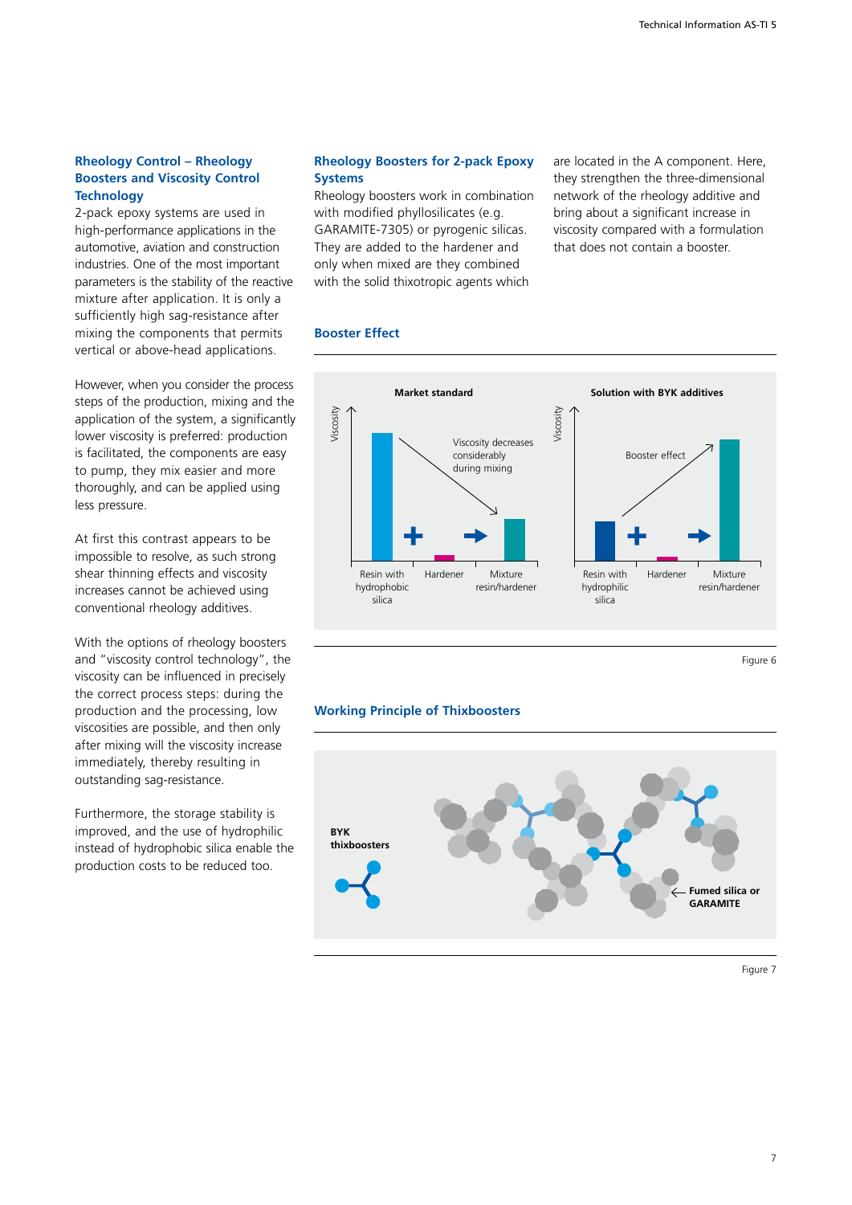### Rheology Control – Rheology Boosters and Viscosity Control Technology

2-pack epoxy systems are used in high-performance applications in the automotive, aviation and construction industries. One of the most important parameters is the stability of the reactive mixture after application. It is only a sufficiently high sag-resistance after mixing the components that permits vertical or above-head applications.

However, when you consider the process steps of the production, mixing and the application of the system, a significantly lower viscosity is preferred: production is facilitated, the components are easy to pump, they mix easier and more thoroughly, and can be applied using less pressure.

At first this contrast appears to be impossible to resolve, as such strong shear thinning effects and viscosity increases cannot be achieved using conventional rheology additives.

With the options of rheology boosters and "viscosity control technology", the viscosity can be influenced in precisely the correct process steps: during the production and the processing, low viscosities are possible, and then only after mixing will the viscosity increase immediately, thereby resulting in outstanding sag-resistance.

Furthermore, the storage stability is improved, and the use of hydrophilic instead of hydrophobic silica enable the production costs to be reduced too.

### Rheology Boosters for 2-pack Epoxy Systems

Rheology boosters work in combination with modified phyllosilicates (e.g. GARAMITE-7305) or pyrogenic silicas. They are added to the hardener and only when mixed are they combined with the solid thixotropic agents which are located in the A component. Here, they strengthen the three-dimensional network of the rheology additive and bring about a significant increase in viscosity compared with a formulation that does not contain a booster.

### Booster Effect

Figure 6

### Working Principle of Thixboosters

Figure 7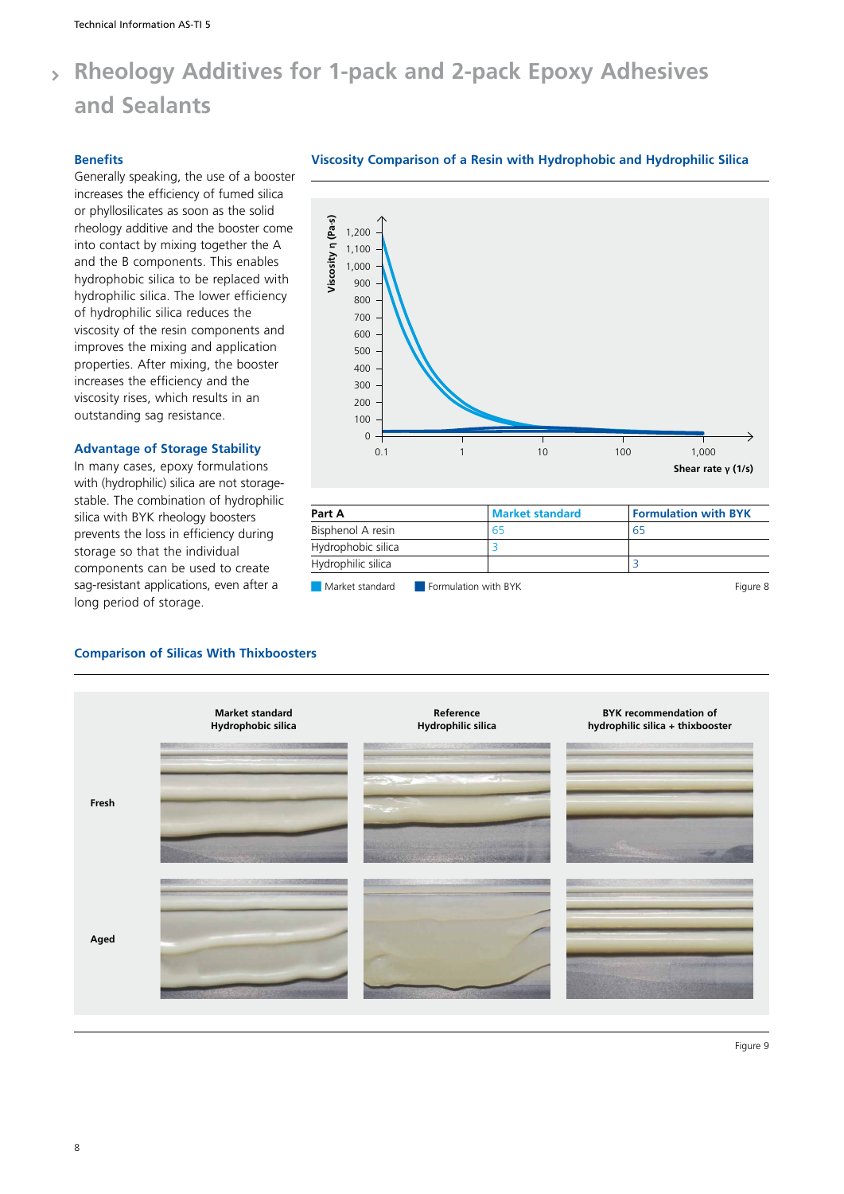# Rheology Additives for 1-pack and 2-pack Epoxy Adhesives and Sealants

### Benefits

Generally speaking, the use of a booster increases the efficiency of fumed silica or phyllosilicates as soon as the solid rheology additive and the booster come into contact by mixing together the A and the B components. This enables hydrophobic silica to be replaced with hydrophilic silica. The lower efficiency of hydrophilic silica reduces the viscosity of the resin components and improves the mixing and application properties. After mixing, the booster increases the efficiency and the viscosity rises, which results in an outstanding sag resistance.

### Advantage of Storage Stability

In many cases, epoxy formulations with (hydrophilic) silica are not storage-stable. The combination of hydrophilic silica with BYK rheology boosters prevents the loss in efficiency during storage so that the individual components can be used to create sag-resistant applications, even after a long period of storage.

### Viscosity Comparison of a Resin with Hydrophobic and Hydrophilic Silica

| Part A | Market standard | Formulation with BYK |
|---|---|---|
| Bisphenol A resin | 65 | 65 |
| Hydrophobic silica | 3 | |
| Hydrophilic silica | | 3 |

Market standard ■ Formulation with BYK ■

Figure 8

### Comparison of Silicas With Thixboosters

| | Market standard Hydrophobic silica | Reference Hydrophilic silica | BYK recommendation of hydrophilic silica + thixbooster |
|---|---|---|---|
| Fresh | | | |
| Aged | | | |

Figure 9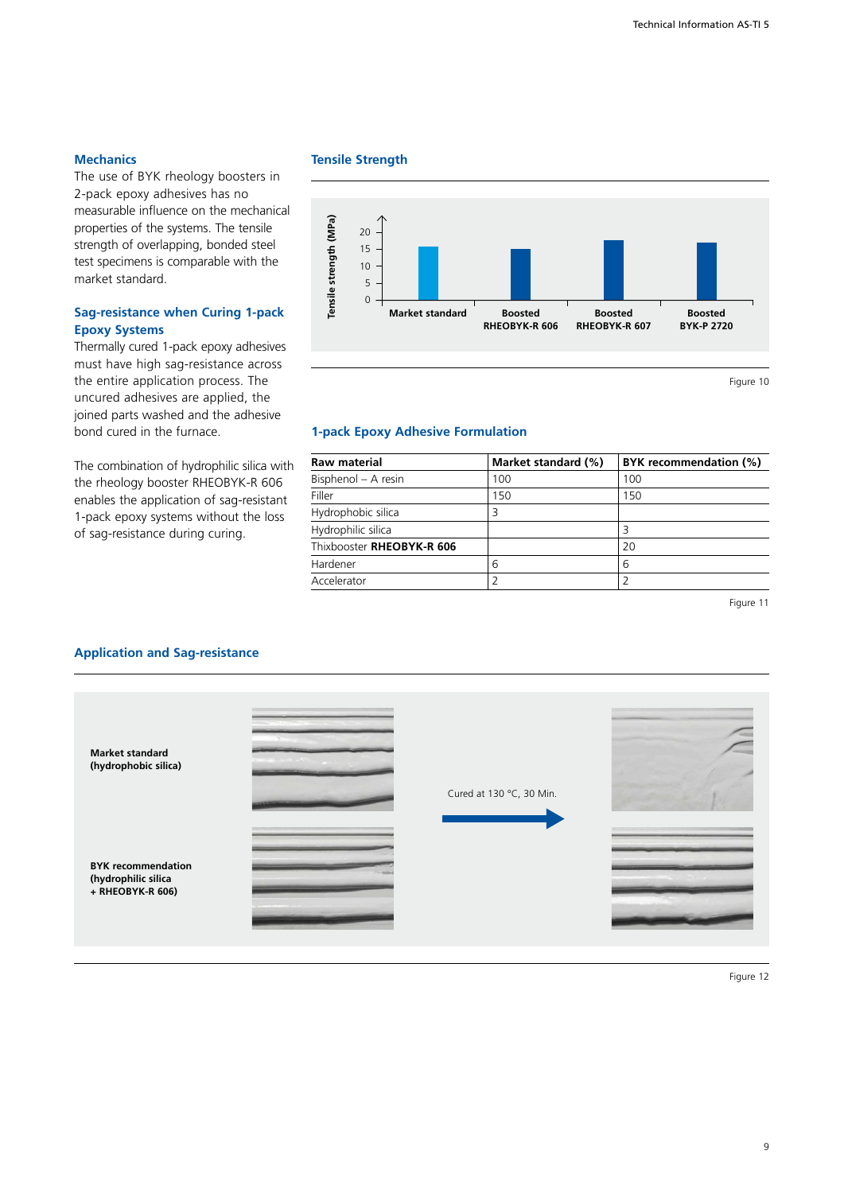### Mechanics

The use of BYK rheology boosters in 2-pack epoxy adhesives has no measurable influence on the mechanical properties of the systems. The tensile strength of overlapping, bonded steel test specimens is comparable with the market standard.

### Sag-resistance when Curing 1-pack Epoxy Systems

Thermally cured 1-pack epoxy adhesives must have high sag-resistance across the entire application process. The uncured adhesives are applied, the joined parts washed and the adhesive bond cured in the furnace.

The combination of hydrophilic silica with the rheology booster RHEOBYK-R 606 enables the application of sag-resistant 1-pack epoxy systems without the loss of sag-resistance during curing.

### Tensile Strength

Tensile strength (MPa)

Market standard | Boosted RHEOBYK-R 606 | Boosted RHEOBYK-R 607 | Boosted BYK-P 2720

Figure 10

### 1-pack Epoxy Adhesive Formulation

| Raw material | Market standard (%) | BYK recommendation (%) |
|---|---|---|
| Bisphenol – A resin | 100 | 100 |
| Filler | 150 | 150 |
| Hydrophobic silica | 3 | |
| Hydrophilic silica | | 3 |
| Thixbooster **RHEOBYK-R 606** | | 20 |
| Hardener | 6 | 6 |
| Accelerator | 2 | 2 |

Figure 11

### Application and Sag-resistance

**Market standard (hydrophobic silica)**

**BYK recommendation (hydrophilic silica + RHEOBYK-R 606)**

Cured at 130 °C, 30 Min.

Figure 12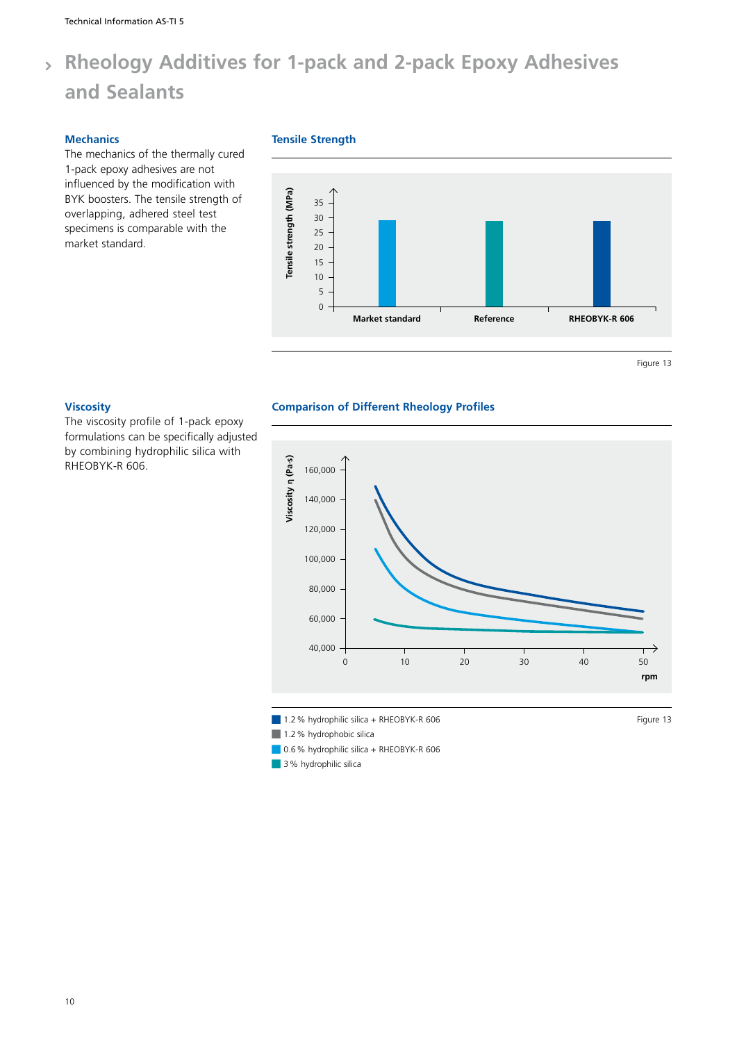# Rheology Additives for 1-pack and 2-pack Epoxy Adhesives and Sealants

### Mechanics

The mechanics of the thermally cured 1-pack epoxy adhesives are not influenced by the modification with BYK boosters. The tensile strength of overlapping, adhered steel test specimens is comparable with the market standard.

### Tensile Strength

Tensile strength (MPa)

Market standard | Reference | RHEOBYK-R 606

Figure 13

### Viscosity

The viscosity profile of 1-pack epoxy formulations can be specifically adjusted by combining hydrophilic silica with RHEOBYK-R 606.

### Comparison of Different Rheology Profiles

Viscosity η (Pa·s)

rpm

- 1.2 % hydrophilic silica + RHEOBYK-R 606
- 1.2 % hydrophobic silica
- 0.6 % hydrophilic silica + RHEOBYK-R 606
- 3 % hydrophilic silica

Figure 13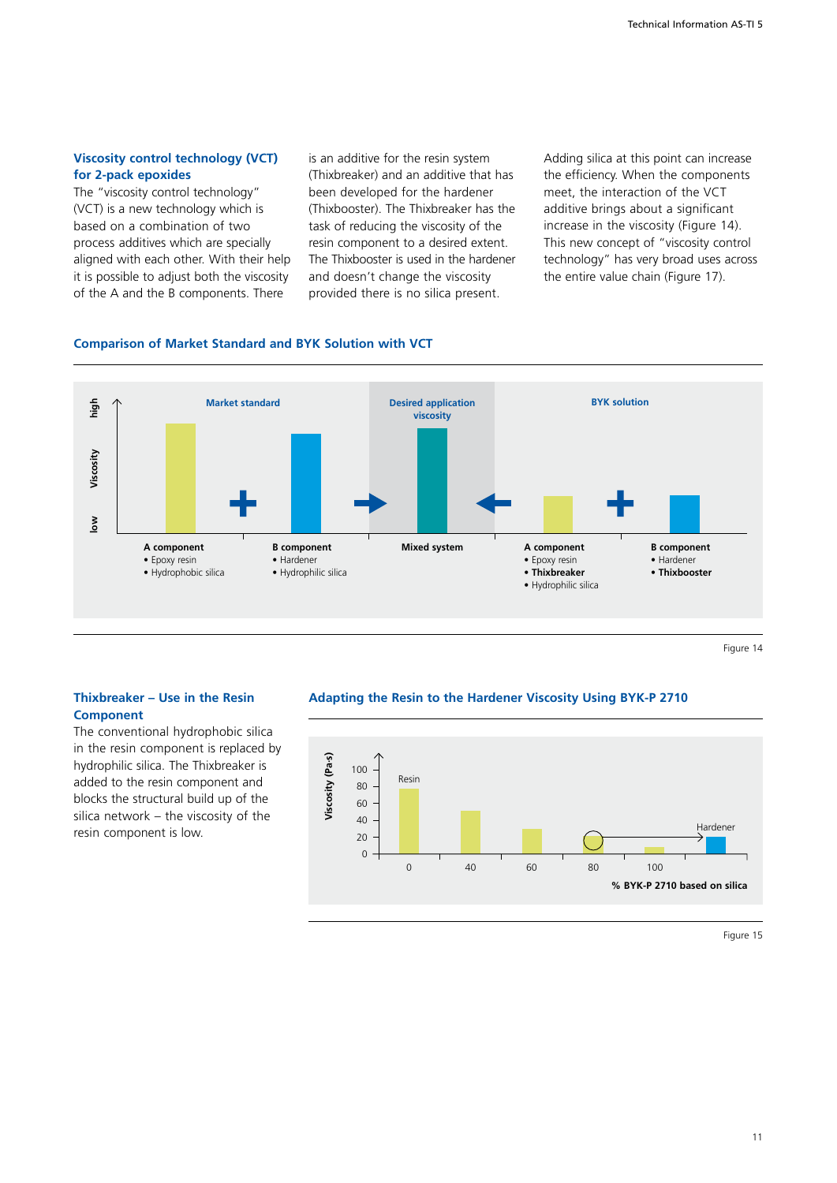## Viscosity control technology (VCT) for 2-pack epoxides

The "viscosity control technology" (VCT) is a new technology which is based on a combination of two process additives which are specially aligned with each other. With their help it is possible to adjust both the viscosity of the A and the B components. There is an additive for the resin system (Thixbreaker) and an additive that has been developed for the hardener (Thixbooster). The Thixbreaker has the task of reducing the viscosity of the resin component to a desired extent. The Thixbooster is used in the hardener and doesn't change the viscosity provided there is no silica present. Adding silica at this point can increase the efficiency. When the components meet, the interaction of the VCT additive brings about a significant increase in the viscosity (Figure 14). This new concept of "viscosity control technology" has very broad uses across the entire value chain (Figure 17).

### Comparison of Market Standard and BYK Solution with VCT

Market standard:
- A component
  - Epoxy resin
  - Hydrophobic silica
- B component
  - Hardener
  - Hydrophilic silica

Desired application viscosity: Mixed system

BYK solution:
- A component
  - Epoxy resin
  - **Thixbreaker**
  - Hydrophilic silica
- B component
  - Hardener
  - **Thixbooster**

Figure 14

## Thixbreaker – Use in the Resin Component

The conventional hydrophobic silica in the resin component is replaced by hydrophilic silica. The Thixbreaker is added to the resin component and blocks the structural build up of the silica network – the viscosity of the resin component is low.

### Adapting the Resin to the Hardener Viscosity Using BYK-P 2710

Viscosity (Pa·s) vs. % BYK-P 2710 based on silica (0, 40, 60, 80, 100); Resin, Hardener

Figure 15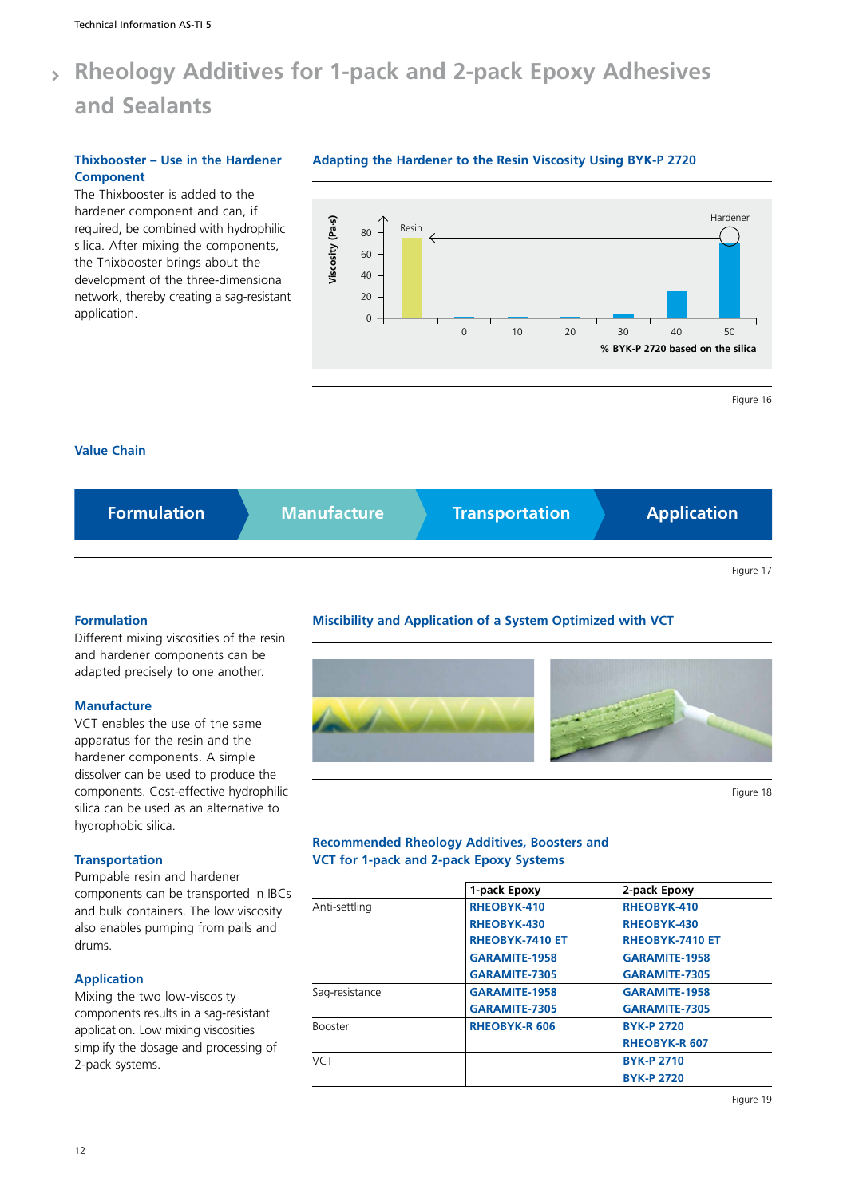# Rheology Additives for 1-pack and 2-pack Epoxy Adhesives and Sealants

### Thixbooster – Use in the Hardener Component

The Thixbooster is added to the hardener component and can, if required, be combined with hydrophilic silica. After mixing the components, the Thixbooster brings about the development of the three-dimensional network, thereby creating a sag-resistant application.

### Adapting the Hardener to the Resin Viscosity Using BYK-P 2720

Figure 16

### Value Chain

Formulation → Manufacture → Transportation → Application

Figure 17

### Formulation

Different mixing viscosities of the resin and hardener components can be adapted precisely to one another.

### Manufacture

VCT enables the use of the same apparatus for the resin and the hardener components. A simple dissolver can be used to produce the components. Cost-effective hydrophilic silica can be used as an alternative to hydrophobic silica.

### Transportation

Pumpable resin and hardener components can be transported in IBCs and bulk containers. The low viscosity also enables pumping from pails and drums.

### Application

Mixing the two low-viscosity components results in a sag-resistant application. Low mixing viscosities simplify the dosage and processing of 2-pack systems.

### Miscibility and Application of a System Optimized with VCT

Figure 18

### Recommended Rheology Additives, Boosters and VCT for 1-pack and 2-pack Epoxy Systems

| | 1-pack Epoxy | 2-pack Epoxy |
|---|---|---|
| Anti-settling | RHEOBYK-410<br>RHEOBYK-430<br>RHEOBYK-7410 ET<br>GARAMITE-1958<br>GARAMITE-7305 | RHEOBYK-410<br>RHEOBYK-430<br>RHEOBYK-7410 ET<br>GARAMITE-1958<br>GARAMITE-7305 |
| Sag-resistance | GARAMITE-1958<br>GARAMITE-7305 | GARAMITE-1958<br>GARAMITE-7305 |
| Booster | RHEOBYK-R 606 | BYK-P 2720<br>RHEOBYK-R 607 |
| VCT | | BYK-P 2710<br>BYK-P 2720 |

Figure 19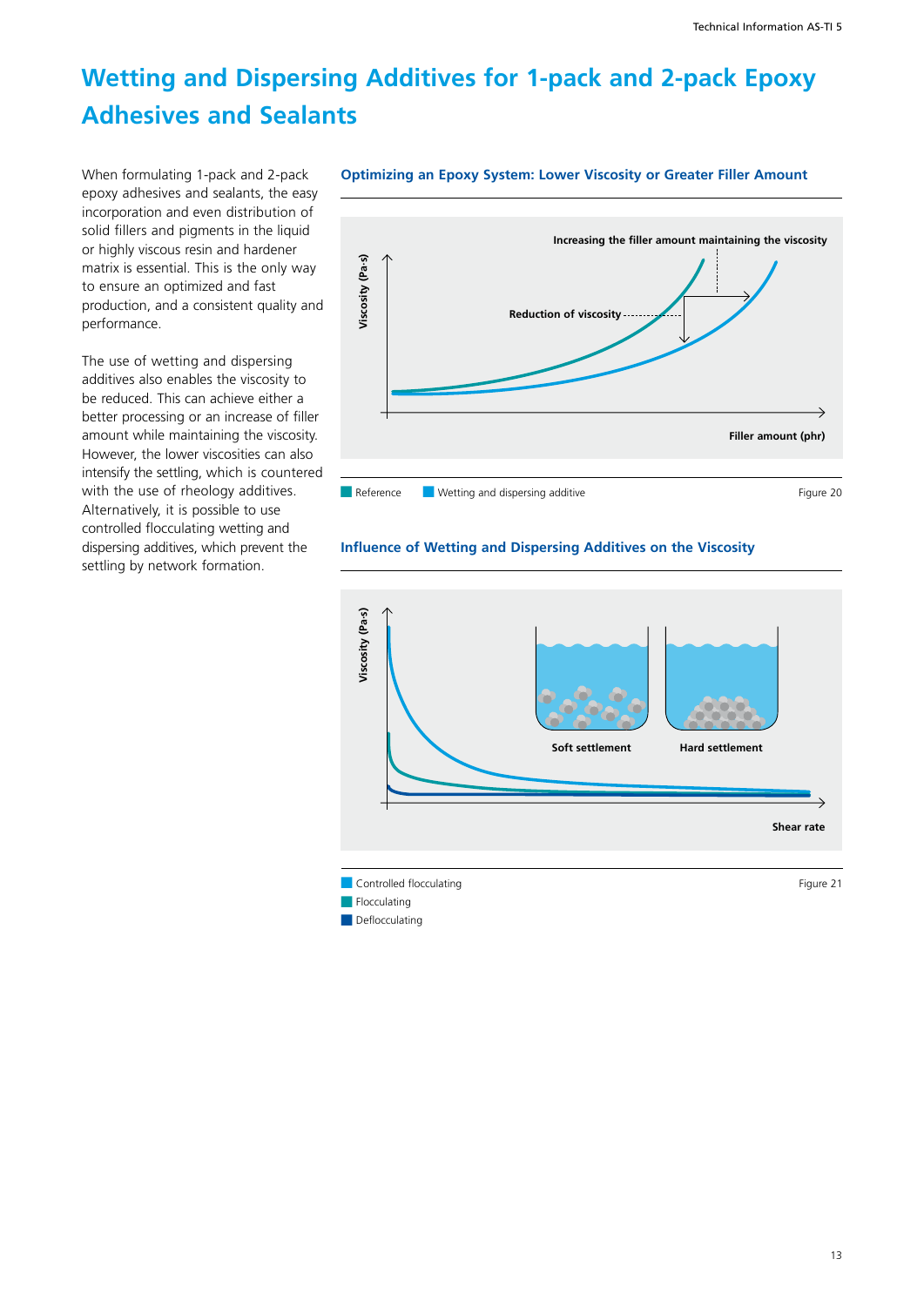# Wetting and Dispersing Additives for 1-pack and 2-pack Epoxy Adhesives and Sealants

When formulating 1-pack and 2-pack epoxy adhesives and sealants, the easy incorporation and even distribution of solid fillers and pigments in the liquid or highly viscous resin and hardener matrix is essential. This is the only way to ensure an optimized and fast production, and a consistent quality and performance.

The use of wetting and dispersing additives also enables the viscosity to be reduced. This can achieve either a better processing or an increase of filler amount while maintaining the viscosity. However, the lower viscosities can also intensify the settling, which is countered with the use of rheology additives. Alternatively, it is possible to use controlled flocculating wetting and dispersing additives, which prevent the settling by network formation.

**Optimizing an Epoxy System: Lower Viscosity or Greater Filler Amount**

Increasing the filler amount maintaining the viscosity

Reduction of viscosity

Viscosity (Pa·s)

Filler amount (phr)

Reference

Wetting and dispersing additive

Figure 20

**Influence of Wetting and Dispersing Additives on the Viscosity**

Viscosity (Pa·s)

Soft settlement

Hard settlement

Shear rate

Controlled flocculating

Flocculating

Deflocculating

Figure 21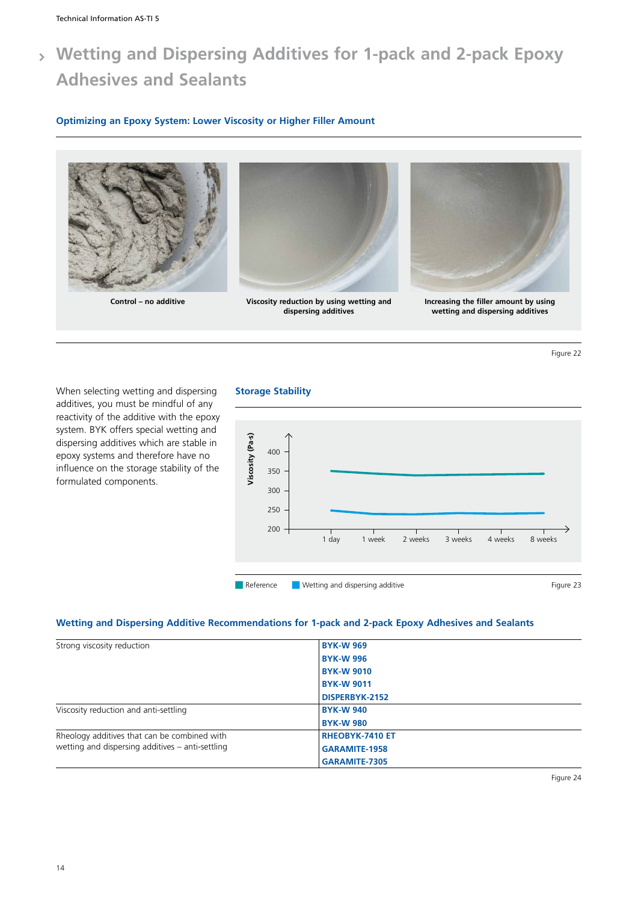# Wetting and Dispersing Additives for 1-pack and 2-pack Epoxy Adhesives and Sealants

## Optimizing an Epoxy System: Lower Viscosity or Higher Filler Amount

Control – no additive

Viscosity reduction by using wetting and dispersing additives

Increasing the filler amount by using wetting and dispersing additives

Figure 22

When selecting wetting and dispersing additives, you must be mindful of any reactivity of the additive with the epoxy system. BYK offers special wetting and dispersing additives which are stable in epoxy systems and therefore have no influence on the storage stability of the formulated components.

## Storage Stability

Viscosity (Pa·s): 200, 250, 300, 350, 400

1 day, 1 week, 2 weeks, 3 weeks, 4 weeks, 8 weeks

Reference | Wetting and dispersing additive

Figure 23

## Wetting and Dispersing Additive Recommendations for 1-pack and 2-pack Epoxy Adhesives and Sealants

| | |
|---|---|
| Strong viscosity reduction | **BYK-W 969**<br>**BYK-W 996**<br>**BYK-W 9010**<br>**BYK-W 9011**<br>**DISPERBYK-2152** |
| Viscosity reduction and anti-settling | **BYK-W 940**<br>**BYK-W 980** |
| Rheology additives that can be combined with wetting and dispersing additives – anti-settling | **RHEOBYK-7410 ET**<br>**GARAMITE-1958**<br>**GARAMITE-7305** |

Figure 24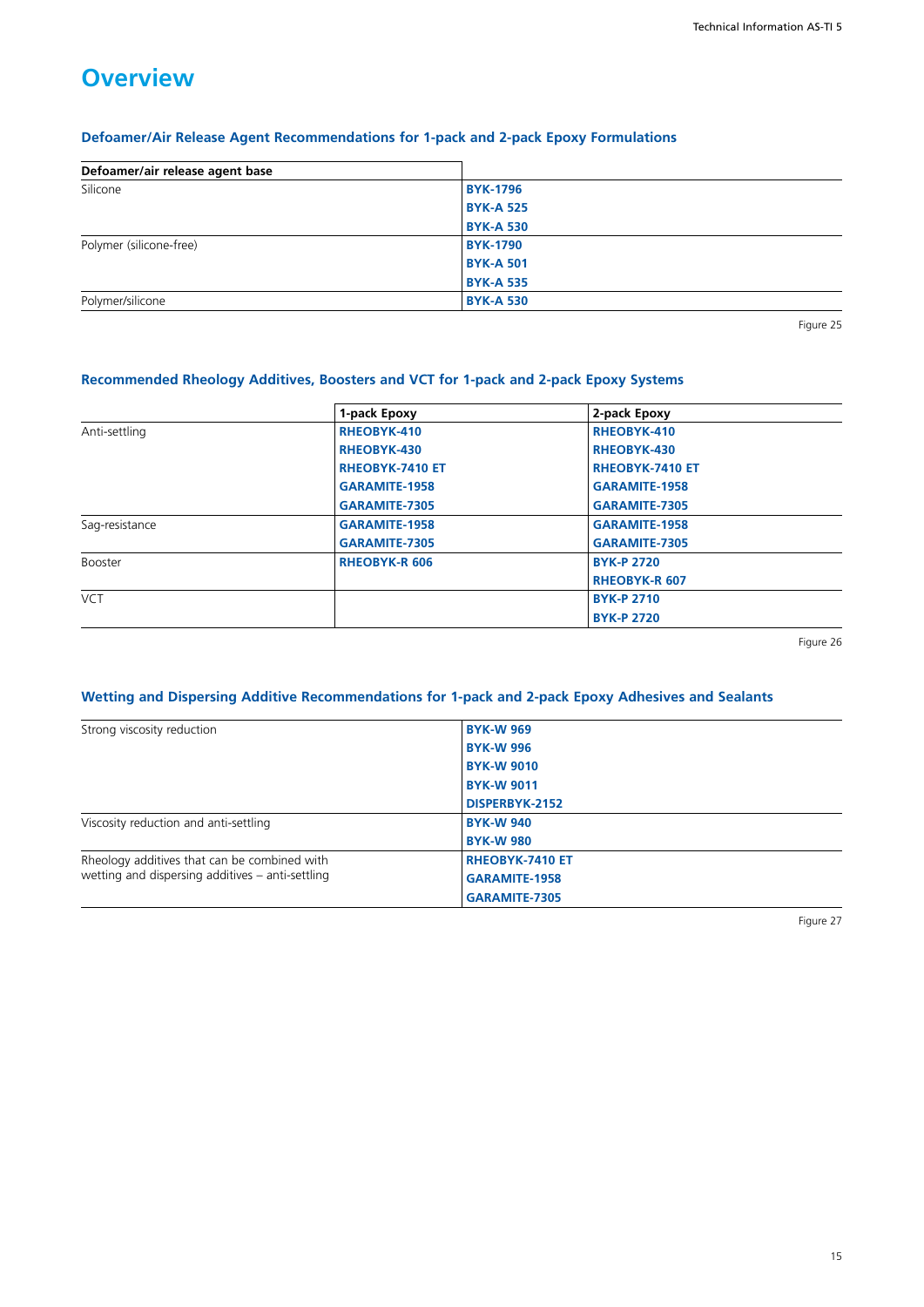# Overview

### Defoamer/Air Release Agent Recommendations for 1-pack and 2-pack Epoxy Formulations

| Defoamer/air release agent base | |
|---|---|
| Silicone | **BYK-1796** |
| | **BYK-A 525** |
| | **BYK-A 530** |
| Polymer (silicone-free) | **BYK-1790** |
| | **BYK-A 501** |
| | **BYK-A 535** |
| Polymer/silicone | **BYK-A 530** |

Figure 25

### Recommended Rheology Additives, Boosters and VCT for 1-pack and 2-pack Epoxy Systems

| | 1-pack Epoxy | 2-pack Epoxy |
|---|---|---|
| Anti-settling | **RHEOBYK-410** | **RHEOBYK-410** |
| | **RHEOBYK-430** | **RHEOBYK-430** |
| | **RHEOBYK-7410 ET** | **RHEOBYK-7410 ET** |
| | **GARAMITE-1958** | **GARAMITE-1958** |
| | **GARAMITE-7305** | **GARAMITE-7305** |
| Sag-resistance | **GARAMITE-1958** | **GARAMITE-1958** |
| | **GARAMITE-7305** | **GARAMITE-7305** |
| Booster | **RHEOBYK-R 606** | **BYK-P 2720** |
| | | **RHEOBYK-R 607** |
| VCT | | **BYK-P 2710** |
| | | **BYK-P 2720** |

Figure 26

### Wetting and Dispersing Additive Recommendations for 1-pack and 2-pack Epoxy Adhesives and Sealants

| | |
|---|---|
| Strong viscosity reduction | **BYK-W 969** |
| | **BYK-W 996** |
| | **BYK-W 9010** |
| | **BYK-W 9011** |
| | **DISPERBYK-2152** |
| Viscosity reduction and anti-settling | **BYK-W 940** |
| | **BYK-W 980** |
| Rheology additives that can be combined with wetting and dispersing additives – anti-settling | **RHEOBYK-7410 ET** |
| | **GARAMITE-1958** |
| | **GARAMITE-7305** |

Figure 27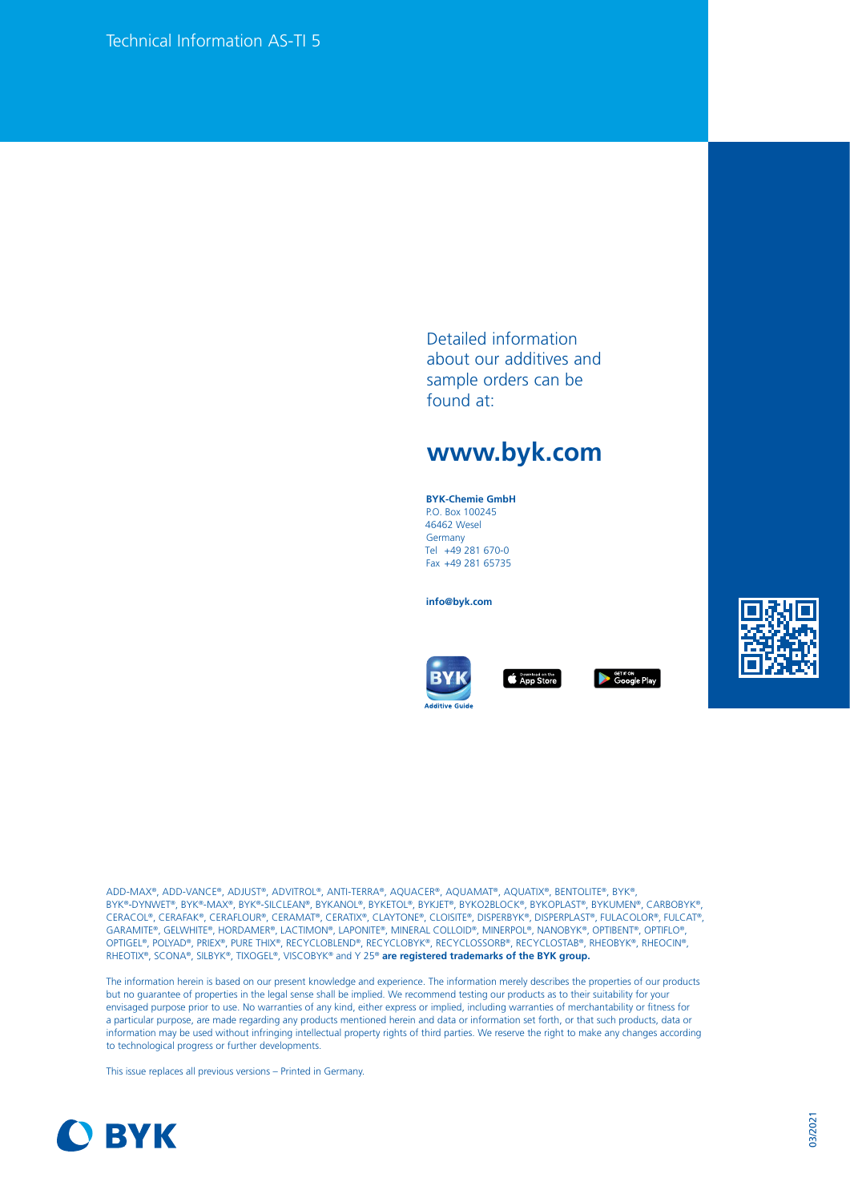Technical Information AS-TI 5

Detailed information about our additives and sample orders can be found at:

## www.byk.com

**BYK-Chemie GmbH**
P.O. Box 100245
46462 Wesel
Germany
Tel +49 281 670-0
Fax +49 281 65735

**info@byk.com**

BYK Additive Guide

Download on the App Store

GET IT ON Google Play

ADD-MAX®, ADD-VANCE®, ADJUST®, ADVITROL®, ANTI-TERRA®, AQUACER®, AQUAMAT®, AQUATIX®, BENTOLITE®, BYK®, BYK®-DYNWET®, BYK®-MAX®, BYK®-SILCLEAN®, BYKANOL®, BYKETOL®, BYKJET®, BYKO2BLOCK®, BYKOPLAST®, BYKUMEN®, CARBOBYK®, CERACOL®, CERAFAK®, CERAFLOUR®, CERAMAT®, CERATIX®, CLAYTONE®, CLOISITE®, DISPERBYK®, DISPERPLAST®, FULACOLOR®, FULCAT®, GARAMITE®, GELWHITE®, HORDAMER®, LACTIMON®, LAPONITE®, MINERAL COLLOID®, MINERPOL®, NANOBYK®, OPTIBENT®, OPTIFLO®, OPTIGEL®, POLYAD®, PRIEX®, PURE THIX®, RECYCLOBLEND®, RECYCLOBYK®, RECYCLOSSORB®, RECYCLOSTAB®, RHEOBYK®, RHEOCIN®, RHEOTIX®, SCONA®, SILBYK®, TIXOGEL®, VISCOBYK® and Y 25® **are registered trademarks of the BYK group.**

The information herein is based on our present knowledge and experience. The information merely describes the properties of our products but no guarantee of properties in the legal sense shall be implied. We recommend testing our products as to their suitability for your envisaged purpose prior to use. No warranties of any kind, either express or implied, including warranties of merchantability or fitness for a particular purpose, are made regarding any products mentioned herein and data or information set forth, or that such products, data or information may be used without infringing intellectual property rights of third parties. We reserve the right to make any changes according to technological progress or further developments.

This issue replaces all previous versions – Printed in Germany.

BYK

03/2021